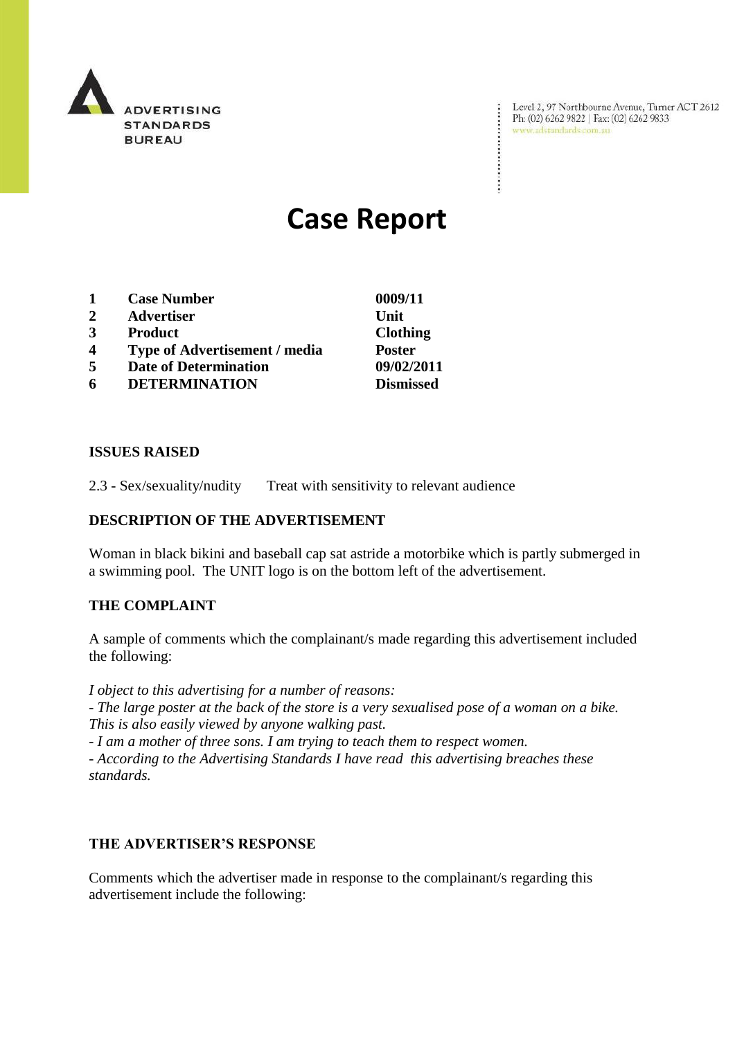ADVERTISING STANDARDS BUREAU

Level 2, 97 Northbourne Avenue, Turner ACT 2612
Ph: (02) 6262 9822 | Fax: (02) 6262 9833
www.adstandards.com.au

# Case Report

| | | |
|---|---|---|
| **1** | **Case Number** | **0009/11** |
| **2** | **Advertiser** | **Unit** |
| **3** | **Product** | **Clothing** |
| **4** | **Type of Advertisement / media** | **Poster** |
| **5** | **Date of Determination** | **09/02/2011** |
| **6** | **DETERMINATION** | **Dismissed** |

**ISSUES RAISED**

2.3 - Sex/sexuality/nudity    Treat with sensitivity to relevant audience

**DESCRIPTION OF THE ADVERTISEMENT**

Woman in black bikini and baseball cap sat astride a motorbike which is partly submerged in a swimming pool. The UNIT logo is on the bottom left of the advertisement.

**THE COMPLAINT**

A sample of comments which the complainant/s made regarding this advertisement included the following:

*I object to this advertising for a number of reasons:*
*- The large poster at the back of the store is a very sexualised pose of a woman on a bike. This is also easily viewed by anyone walking past.*
*- I am a mother of three sons. I am trying to teach them to respect women.*
*- According to the Advertising Standards I have read this advertising breaches these standards.*

**THE ADVERTISER'S RESPONSE**

Comments which the advertiser made in response to the complainant/s regarding this advertisement include the following: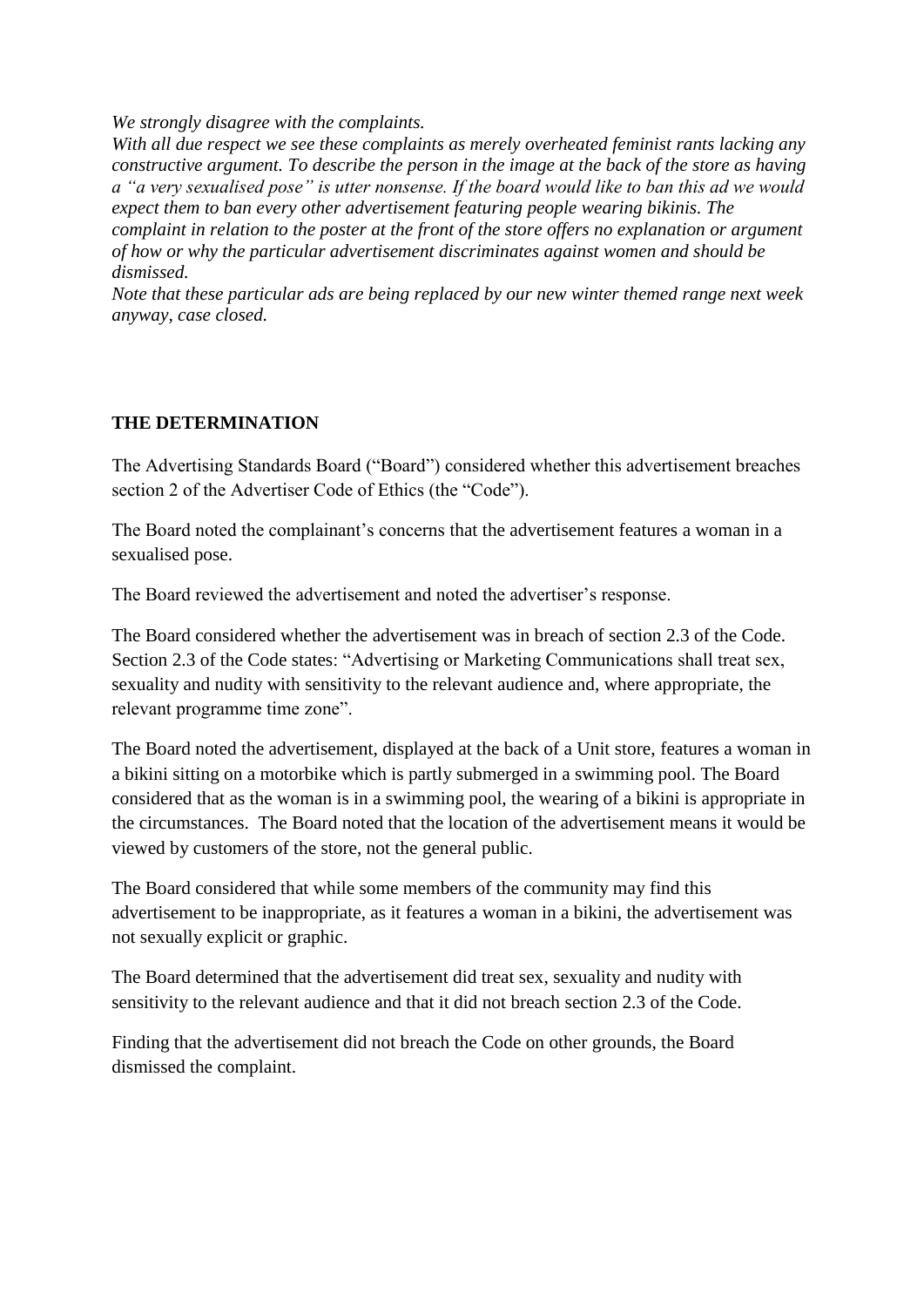*We strongly disagree with the complaints.*
*With all due respect we see these complaints as merely overheated feminist rants lacking any constructive argument. To describe the person in the image at the back of the store as having a "a very sexualised pose" is utter nonsense. If the board would like to ban this ad we would expect them to ban every other advertisement featuring people wearing bikinis. The complaint in relation to the poster at the front of the store offers no explanation or argument of how or why the particular advertisement discriminates against women and should be dismissed.*
*Note that these particular ads are being replaced by our new winter themed range next week anyway, case closed.*

**THE DETERMINATION**

The Advertising Standards Board ("Board") considered whether this advertisement breaches section 2 of the Advertiser Code of Ethics (the "Code").

The Board noted the complainant's concerns that the advertisement features a woman in a sexualised pose.

The Board reviewed the advertisement and noted the advertiser's response.

The Board considered whether the advertisement was in breach of section 2.3 of the Code. Section 2.3 of the Code states: "Advertising or Marketing Communications shall treat sex, sexuality and nudity with sensitivity to the relevant audience and, where appropriate, the relevant programme time zone".

The Board noted the advertisement, displayed at the back of a Unit store, features a woman in a bikini sitting on a motorbike which is partly submerged in a swimming pool. The Board considered that as the woman is in a swimming pool, the wearing of a bikini is appropriate in the circumstances. The Board noted that the location of the advertisement means it would be viewed by customers of the store, not the general public.

The Board considered that while some members of the community may find this advertisement to be inappropriate, as it features a woman in a bikini, the advertisement was not sexually explicit or graphic.

The Board determined that the advertisement did treat sex, sexuality and nudity with sensitivity to the relevant audience and that it did not breach section 2.3 of the Code.

Finding that the advertisement did not breach the Code on other grounds, the Board dismissed the complaint.